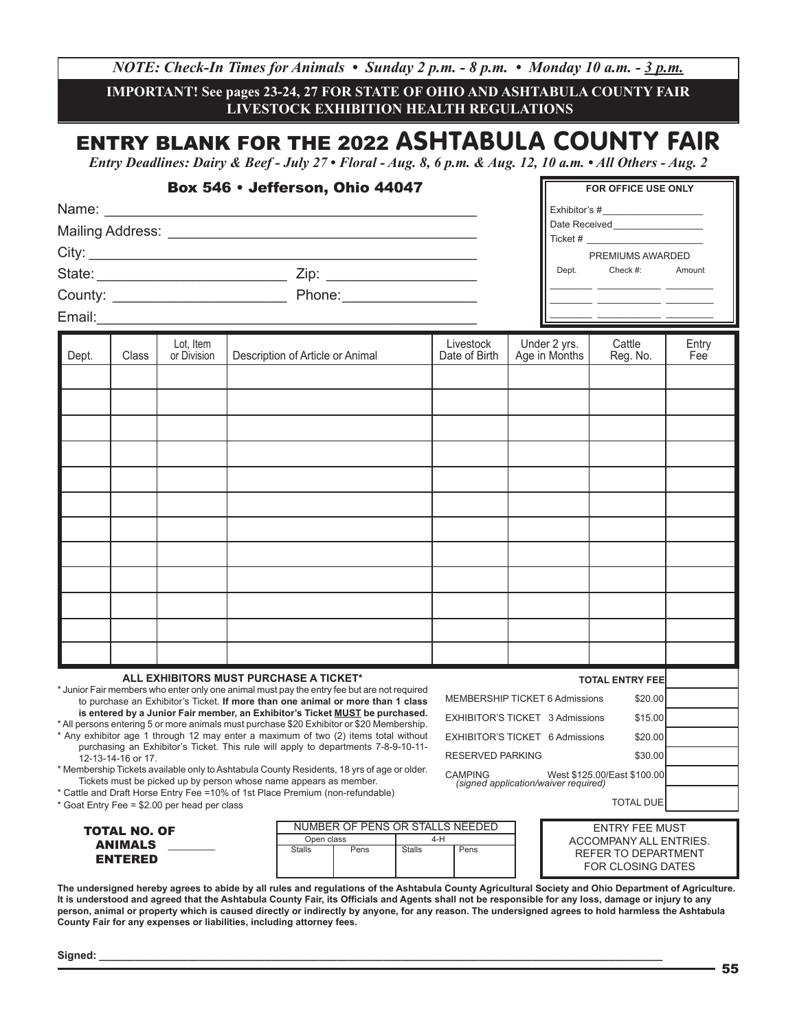*NOTE: Check-In Times for Animals • Sunday 2 p.m. - 8 p.m. • Monday 10 a.m. - 3 p.m.*

**IMPORTANT! See pages 23-24, 27 FOR STATE OF OHIO AND ASHTABULA COUNTY FAIR LIVESTOCK EXHIBITION HEALTH REGULATIONS**

# ENTRY BLANK FOR THE 2022 ASHTABULA COUNTY FAIR

*Entry Deadlines: Dairy & Beef - July 27 • Floral - Aug. 8, 6 p.m. & Aug. 12, 10 a.m. • All Others - Aug. 2*

## Box 546 • Jefferson, Ohio 44047

Name: ______________________________________________

Mailing Address: ______________________________________

City: _______________________________________________

State: ________________________ Zip: ___________________

County: ______________________ Phone:_________________

Email:_______________________________________________

**FOR OFFICE USE ONLY**

Exhibitor's #__________________

Date Received________________

Ticket # _____________________

PREMIUMS AWARDED

| Dept. | Check #: | Amount |
|---|---|---|
| | | |
| | | |
| | | |

| Dept. | Class | Lot, Item or Division | Description of Article or Animal | Livestock Date of Birth | Under 2 yrs. Age in Months | Cattle Reg. No. | Entry Fee |
|---|---|---|---|---|---|---|---|
| | | | | | | | |
| | | | | | | | |
| | | | | | | | |
| | | | | | | | |
| | | | | | | | |
| | | | | | | | |
| | | | | | | | |
| | | | | | | | |
| | | | | | | | |
| | | | | | | | |
| | | | | | | | |
| | | | | | | | |

**ALL EXHIBITORS MUST PURCHASE A TICKET***

* Junior Fair members who enter only one animal must pay the entry fee but are not required to purchase an Exhibitor's Ticket. **If more than one animal or more than 1 class is entered by a Junior Fair member, an Exhibitor's Ticket MUST be purchased.**
* All persons entering 5 or more animals must purchase $20 Exhibitor or $20 Membership.
* Any exhibitor age 1 through 12 may enter a maximum of two (2) items total without purchasing an Exhibitor's Ticket. This rule will apply to departments 7-8-9-10-11-12-13-14-16 or 17.
* Membership Tickets available only to Ashtabula County Residents, 18 yrs of age or older. Tickets must be picked up by person whose name appears as member.
* Cattle and Draft Horse Entry Fee =10% of 1st Place Premium (non-refundable)
* Goat Entry Fee = $2.00 per head per class

| | | |
|---|---|---|
| **TOTAL ENTRY FEE** | | |
| MEMBERSHIP TICKET 6 Admissions | $20.00 | |
| EXHIBITOR'S TICKET 3 Admissions | $15.00 | |
| EXHIBITOR'S TICKET 6 Admissions | $20.00 | |
| RESERVED PARKING | $30.00 | |
| CAMPING *(signed application/waiver required)* | West $125.00/East $100.00 | |
| TOTAL DUE | | |

**TOTAL NO. OF ANIMALS ENTERED** ________

| NUMBER OF PENS OR STALLS NEEDED | | | |
|---|---|---|---|
| Open class | | 4-H | |
| Stalls | Pens | Stalls | Pens |
| | | | |

ENTRY FEE MUST ACCOMPANY ALL ENTRIES. REFER TO DEPARTMENT FOR CLOSING DATES

**The undersigned hereby agrees to abide by all rules and regulations of the Ashtabula County Agricultural Society and Ohio Department of Agriculture. It is understood and agreed that the Ashtabula County Fair, its Officials and Agents shall not be responsible for any loss, damage or injury to any person, animal or property which is caused directly or indirectly by anyone, for any reason. The undersigned agrees to hold harmless the Ashtabula County Fair for any expenses or liabilities, including attorney fees.**

**Signed:** ______________________________________________________________________________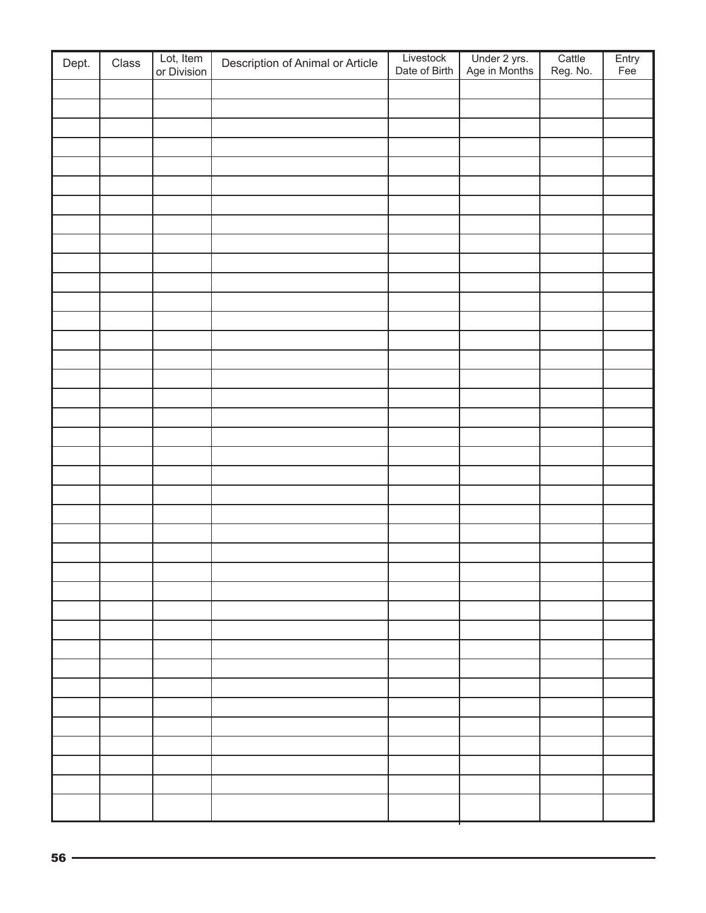| Dept. | Class | Lot, Item or Division | Description of Animal or Article | Livestock Date of Birth | Under 2 yrs. Age in Months | Cattle Reg. No. | Entry Fee |
|---|---|---|---|---|---|---|---|
| | | | | | | | |
| | | | | | | | |
| | | | | | | | |
| | | | | | | | |
| | | | | | | | |
| | | | | | | | |
| | | | | | | | |
| | | | | | | | |
| | | | | | | | |
| | | | | | | | |
| | | | | | | | |
| | | | | | | | |
| | | | | | | | |
| | | | | | | | |
| | | | | | | | |
| | | | | | | | |
| | | | | | | | |
| | | | | | | | |
| | | | | | | | |
| | | | | | | | |
| | | | | | | | |
| | | | | | | | |
| | | | | | | | |
| | | | | | | | |
| | | | | | | | |
| | | | | | | | |
| | | | | | | | |
| | | | | | | | |
| | | | | | | | |
| | | | | | | | |
| | | | | | | | |
| | | | | | | | |
| | | | | | | | |
| | | | | | | | |
| | | | | | | | |
| | | | | | | | |
| | | | | | | | |